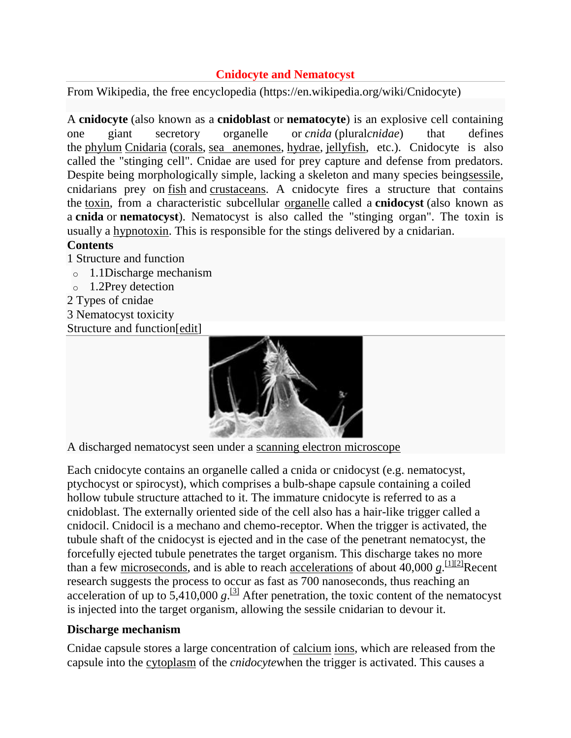# Cnidocyte and Nematocyst

From Wikipedia, the free encyclopedia (https://en.wikipedia.org/wiki/Cnidocyte)

A **cnidocyte** (also known as a **cnidoblast** or **nematocyte**) is an explosive cell containing one giant secretory organelle or *cnida* (plural*cnidae*) that defines the phylum Cnidaria (corals, sea anemones, hydrae, jellyfish, etc.). Cnidocyte is also called the "stinging cell". Cnidae are used for prey capture and defense from predators. Despite being morphologically simple, lacking a skeleton and many species beingsessile, cnidarians prey on fish and crustaceans. A cnidocyte fires a structure that contains the toxin, from a characteristic subcellular organelle called a **cnidocyst** (also known as a **cnida** or **nematocyst**). Nematocyst is also called the "stinging organ". The toxin is usually a hypnotoxin. This is responsible for the stings delivered by a cnidarian.

**Contents**

1 Structure and function
- 1.1Discharge mechanism
- 1.2Prey detection

2 Types of cnidae

3 Nematocyst toxicity

## Structure and function[edit]

A discharged nematocyst seen under a scanning electron microscope

Each cnidocyte contains an organelle called a cnida or cnidocyst (e.g. nematocyst, ptychocyst or spirocyst), which comprises a bulb-shape capsule containing a coiled hollow tubule structure attached to it. The immature cnidocyte is referred to as a cnidoblast. The externally oriented side of the cell also has a hair-like trigger called a cnidocil. Cnidocil is a mechano and chemo-receptor. When the trigger is activated, the tubule shaft of the cnidocyst is ejected and in the case of the penetrant nematocyst, the forcefully ejected tubule penetrates the target organism. This discharge takes no more than a few microseconds, and is able to reach accelerations of about 40,000 *g*.[1][2]Recent research suggests the process to occur as fast as 700 nanoseconds, thus reaching an acceleration of up to 5,410,000 *g*.[3] After penetration, the toxic content of the nematocyst is injected into the target organism, allowing the sessile cnidarian to devour it.

### Discharge mechanism

Cnidae capsule stores a large concentration of calcium ions, which are released from the capsule into the cytoplasm of the *cnidocyte*when the trigger is activated. This causes a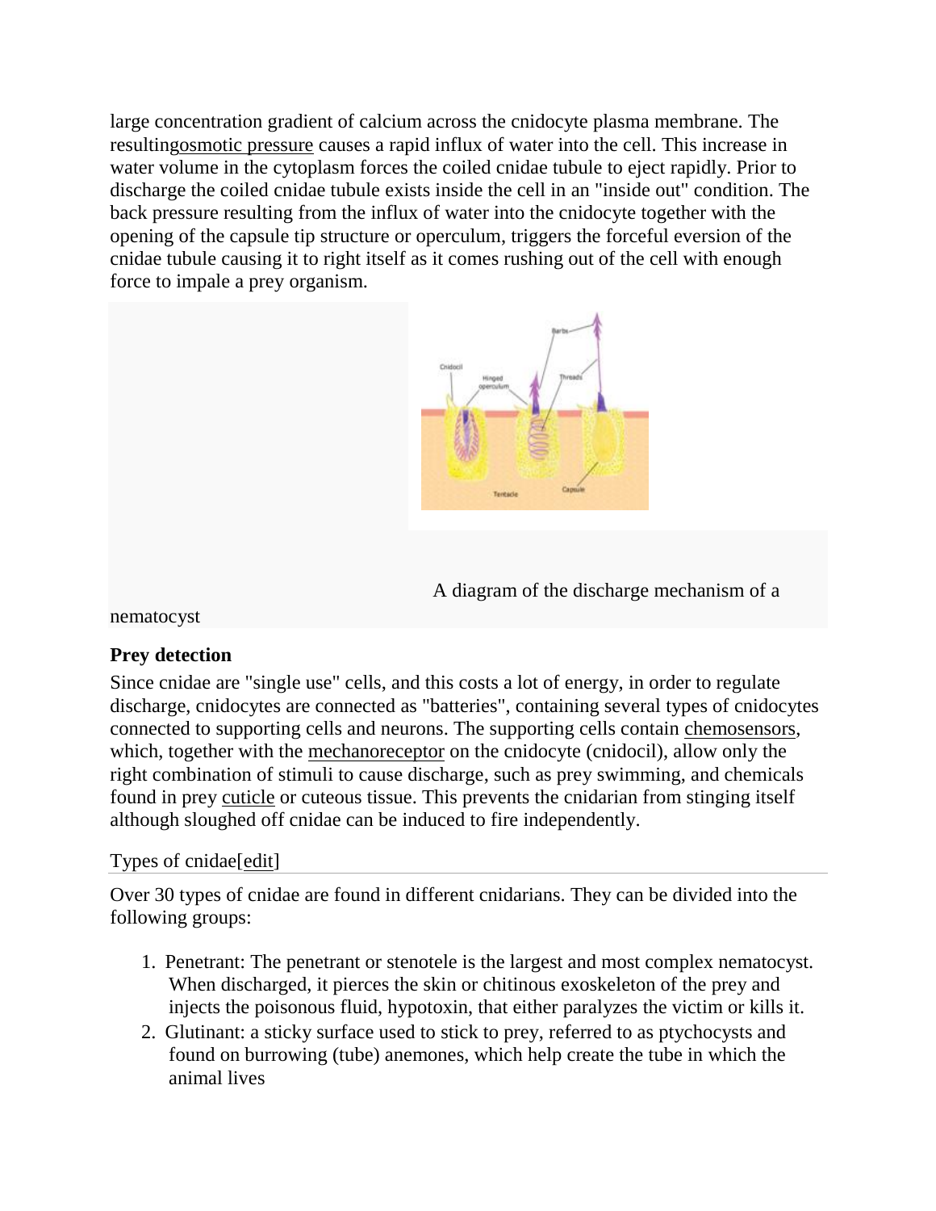large concentration gradient of calcium across the cnidocyte plasma membrane. The resultingosmotic pressure causes a rapid influx of water into the cell. This increase in water volume in the cytoplasm forces the coiled cnidae tubule to eject rapidly. Prior to discharge the coiled cnidae tubule exists inside the cell in an "inside out" condition. The back pressure resulting from the influx of water into the cnidocyte together with the opening of the capsule tip structure or operculum, triggers the forceful eversion of the cnidae tubule causing it to right itself as it comes rushing out of the cell with enough force to impale a prey organism.

A diagram of the discharge mechanism of a nematocyst

**Prey detection**

Since cnidae are "single use" cells, and this costs a lot of energy, in order to regulate discharge, cnidocytes are connected as "batteries", containing several types of cnidocytes connected to supporting cells and neurons. The supporting cells contain chemosensors, which, together with the mechanoreceptor on the cnidocyte (cnidocil), allow only the right combination of stimuli to cause discharge, such as prey swimming, and chemicals found in prey cuticle or cuteous tissue. This prevents the cnidarian from stinging itself although sloughed off cnidae can be induced to fire independently.

## Types of cnidae[edit]

Over 30 types of cnidae are found in different cnidarians. They can be divided into the following groups:

1. Penetrant: The penetrant or stenotele is the largest and most complex nematocyst. When discharged, it pierces the skin or chitinous exoskeleton of the prey and injects the poisonous fluid, hypotoxin, that either paralyzes the victim or kills it.
2. Glutinant: a sticky surface used to stick to prey, referred to as ptychocysts and found on burrowing (tube) anemones, which help create the tube in which the animal lives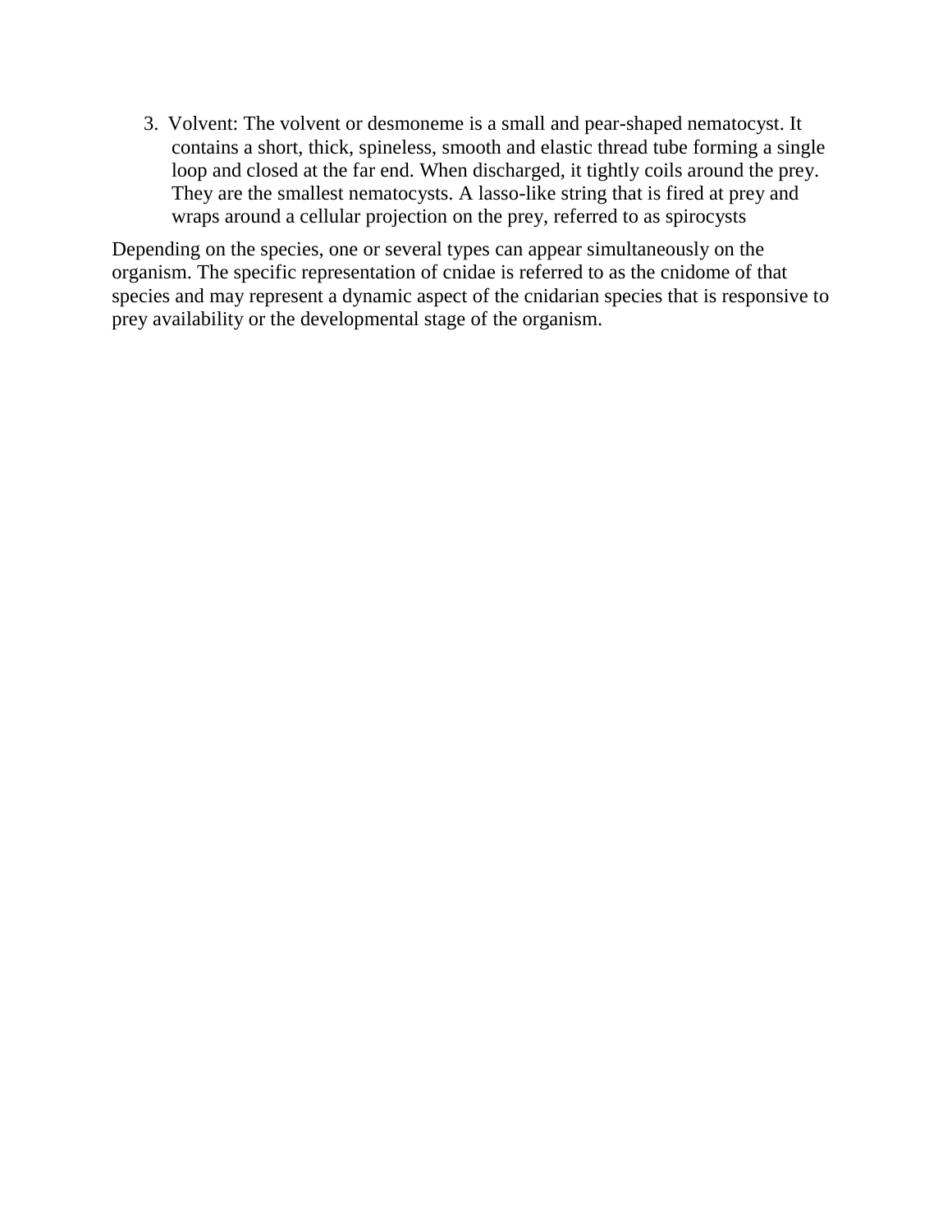3. Volvent: The volvent or desmoneme is a small and pear-shaped nematocyst. It contains a short, thick, spineless, smooth and elastic thread tube forming a single loop and closed at the far end. When discharged, it tightly coils around the prey. They are the smallest nematocysts. A lasso-like string that is fired at prey and wraps around a cellular projection on the prey, referred to as spirocysts

Depending on the species, one or several types can appear simultaneously on the organism. The specific representation of cnidae is referred to as the cnidome of that species and may represent a dynamic aspect of the cnidarian species that is responsive to prey availability or the developmental stage of the organism.